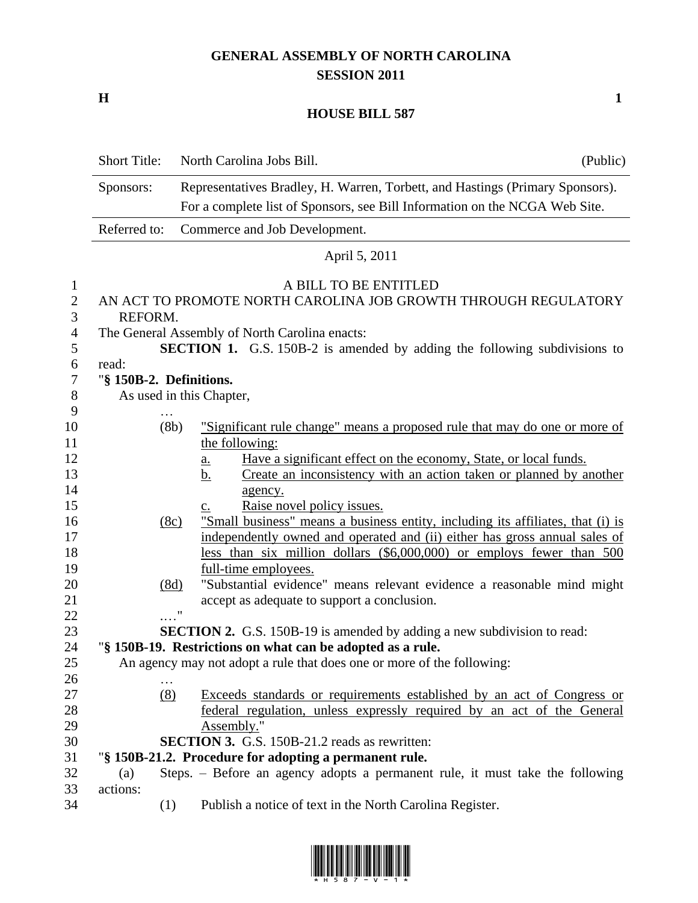# GENERAL ASSEMBLY OF NORTH CAROLINA
## SESSION 2011

**H** **1**

## HOUSE BILL 587

| | | |
|---|---|---|
| Short Title: | North Carolina Jobs Bill. | (Public) |
| Sponsors: | Representatives Bradley, H. Warren, Torbett, and Hastings (Primary Sponsors). For a complete list of Sponsors, see Bill Information on the NCGA Web Site. | |
| Referred to: | Commerce and Job Development. | |

April 5, 2011

A BILL TO BE ENTITLED

AN ACT TO PROMOTE NORTH CAROLINA JOB GROWTH THROUGH REGULATORY REFORM.

The General Assembly of North Carolina enacts:

**SECTION 1.** G.S. 150B-2 is amended by adding the following subdivisions to read:

"**§ 150B-2. Definitions.**

As used in this Chapter,

…

(8b) "Significant rule change" means a proposed rule that may do one or more of the following:

a. Have a significant effect on the economy, State, or local funds.

b. Create an inconsistency with an action taken or planned by another agency.

c. Raise novel policy issues.

(8c) "Small business" means a business entity, including its affiliates, that (i) is independently owned and operated and (ii) either has gross annual sales of less than six million dollars ($6,000,000) or employs fewer than 500 full-time employees.

(8d) "Substantial evidence" means relevant evidence a reasonable mind might accept as adequate to support a conclusion.

…."

**SECTION 2.** G.S. 150B-19 is amended by adding a new subdivision to read:

"**§ 150B-19. Restrictions on what can be adopted as a rule.**

An agency may not adopt a rule that does one or more of the following:

…

(8) Exceeds standards or requirements established by an act of Congress or federal regulation, unless expressly required by an act of the General Assembly."

**SECTION 3.** G.S. 150B-21.2 reads as rewritten:

"**§ 150B-21.2. Procedure for adopting a permanent rule.**

(a) Steps. – Before an agency adopts a permanent rule, it must take the following actions:

(1) Publish a notice of text in the North Carolina Register.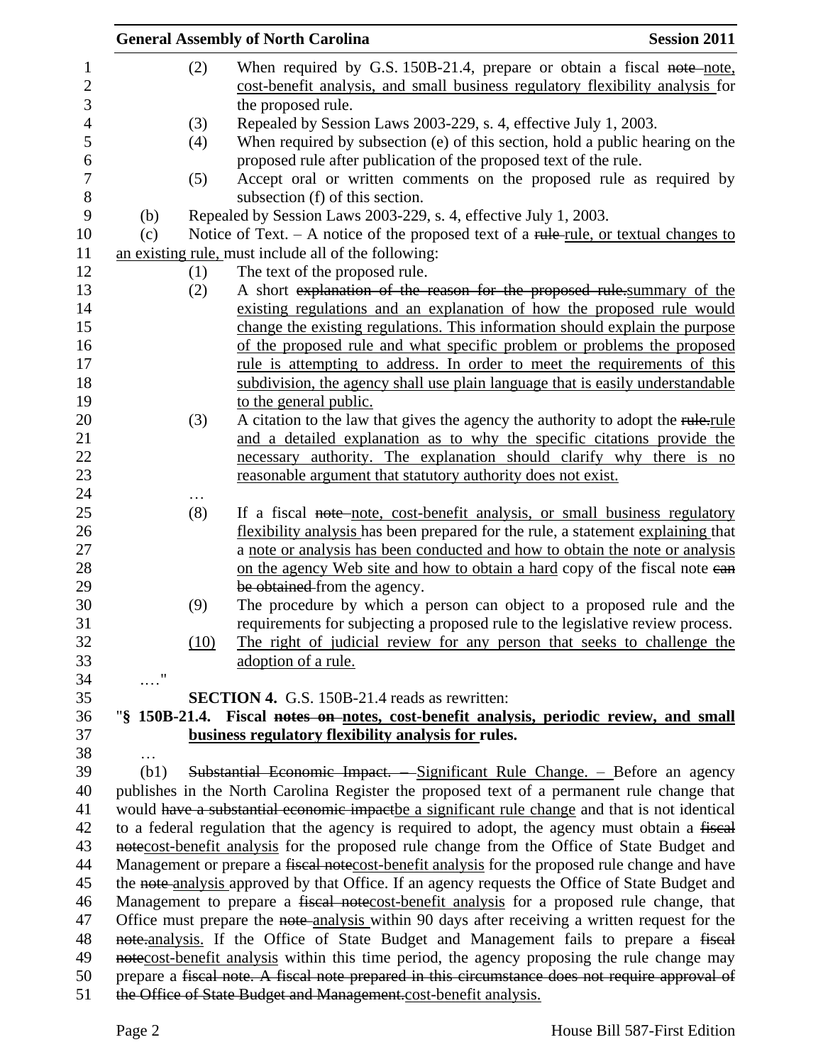(2) When required by G.S. 150B-21.4, prepare or obtain a fiscal ~~note~~ note, cost-benefit analysis, and small business regulatory flexibility analysis for the proposed rule.

(3) Repealed by Session Laws 2003-229, s. 4, effective July 1, 2003.

(4) When required by subsection (e) of this section, hold a public hearing on the proposed rule after publication of the proposed text of the rule.

(5) Accept oral or written comments on the proposed rule as required by subsection (f) of this section.

(b) Repealed by Session Laws 2003-229, s. 4, effective July 1, 2003.

(c) Notice of Text. – A notice of the proposed text of a ~~rule~~ rule, or textual changes to an existing rule, must include all of the following:

(1) The text of the proposed rule.

(2) A short ~~explanation of the reason for the proposed rule.~~summary of the existing regulations and an explanation of how the proposed rule would change the existing regulations. This information should explain the purpose of the proposed rule and what specific problem or problems the proposed rule is attempting to address. In order to meet the requirements of this subdivision, the agency shall use plain language that is easily understandable to the general public.

(3) A citation to the law that gives the agency the authority to adopt the ~~rule.~~rule and a detailed explanation as to why the specific citations provide the necessary authority. The explanation should clarify why there is no reasonable argument that statutory authority does not exist.

…

(8) If a fiscal ~~note~~ note, cost-benefit analysis, or small business regulatory flexibility analysis has been prepared for the rule, a statement explaining that a note or analysis has been conducted and how to obtain the note or analysis on the agency Web site and how to obtain a hard copy of the fiscal note ~~can be obtained~~ from the agency.

(9) The procedure by which a person can object to a proposed rule and the requirements for subjecting a proposed rule to the legislative review process.

(10) The right of judicial review for any person that seeks to challenge the adoption of a rule.

…."

**SECTION 4.** G.S. 150B-21.4 reads as rewritten:

"**§ 150B-21.4. Fiscal ~~notes on~~ notes, cost-benefit analysis, periodic review, and small business regulatory flexibility analysis for rules.**

…

(b1) ~~Substantial Economic Impact. –~~ Significant Rule Change. – Before an agency publishes in the North Carolina Register the proposed text of a permanent rule change that would ~~have a substantial economic impact~~be a significant rule change and that is not identical to a federal regulation that the agency is required to adopt, the agency must obtain a ~~fiscal note~~cost-benefit analysis for the proposed rule change from the Office of State Budget and Management or prepare a ~~fiscal note~~cost-benefit analysis for the proposed rule change and have the ~~note~~ analysis approved by that Office. If an agency requests the Office of State Budget and Management to prepare a ~~fiscal note~~cost-benefit analysis for a proposed rule change, that Office must prepare the ~~note~~ analysis within 90 days after receiving a written request for the ~~note.~~analysis. If the Office of State Budget and Management fails to prepare a ~~fiscal note~~cost-benefit analysis within this time period, the agency proposing the rule change may prepare a ~~fiscal note. A fiscal note prepared in this circumstance does not require approval of the Office of State Budget and Management.~~cost-benefit analysis.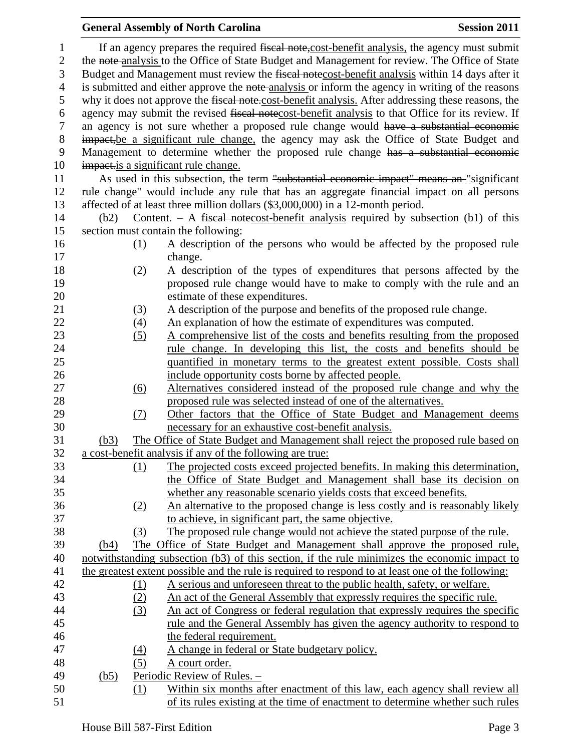If an agency prepares the required ~~fiscal note,~~cost-benefit analysis, the agency must submit the ~~note~~ analysis to the Office of State Budget and Management for review. The Office of State Budget and Management must review the ~~fiscal note~~cost-benefit analysis within 14 days after it is submitted and either approve the ~~note~~ analysis or inform the agency in writing of the reasons why it does not approve the ~~fiscal note.~~cost-benefit analysis. After addressing these reasons, the agency may submit the revised ~~fiscal note~~cost-benefit analysis to that Office for its review. If an agency is not sure whether a proposed rule change would ~~have a substantial economic impact,~~be a significant rule change, the agency may ask the Office of State Budget and Management to determine whether the proposed rule change ~~has a substantial economic impact.~~is a significant rule change.

As used in this subsection, the term ~~"substantial economic impact" means an~~ "significant rule change" would include any rule that has an aggregate financial impact on all persons affected of at least three million dollars ($3,000,000) in a 12-month period.

(b2) Content. – A ~~fiscal note~~cost-benefit analysis required by subsection (b1) of this section must contain the following:

(1) A description of the persons who would be affected by the proposed rule change.

(2) A description of the types of expenditures that persons affected by the proposed rule change would have to make to comply with the rule and an estimate of these expenditures.

(3) A description of the purpose and benefits of the proposed rule change.

(4) An explanation of how the estimate of expenditures was computed.

(5) A comprehensive list of the costs and benefits resulting from the proposed rule change. In developing this list, the costs and benefits should be quantified in monetary terms to the greatest extent possible. Costs shall include opportunity costs borne by affected people.

(6) Alternatives considered instead of the proposed rule change and why the proposed rule was selected instead of one of the alternatives.

(7) Other factors that the Office of State Budget and Management deems necessary for an exhaustive cost-benefit analysis.

(b3) The Office of State Budget and Management shall reject the proposed rule based on a cost-benefit analysis if any of the following are true:

(1) The projected costs exceed projected benefits. In making this determination, the Office of State Budget and Management shall base its decision on whether any reasonable scenario yields costs that exceed benefits.

(2) An alternative to the proposed change is less costly and is reasonably likely to achieve, in significant part, the same objective.

(3) The proposed rule change would not achieve the stated purpose of the rule.

(b4) The Office of State Budget and Management shall approve the proposed rule, notwithstanding subsection (b3) of this section, if the rule minimizes the economic impact to the greatest extent possible and the rule is required to respond to at least one of the following:

(1) A serious and unforeseen threat to the public health, safety, or welfare.

(2) An act of the General Assembly that expressly requires the specific rule.

(3) An act of Congress or federal regulation that expressly requires the specific rule and the General Assembly has given the agency authority to respond to the federal requirement.

(4) A change in federal or State budgetary policy.

(5) A court order.

(b5) Periodic Review of Rules. –

(1) Within six months after enactment of this law, each agency shall review all of its rules existing at the time of enactment to determine whether such rules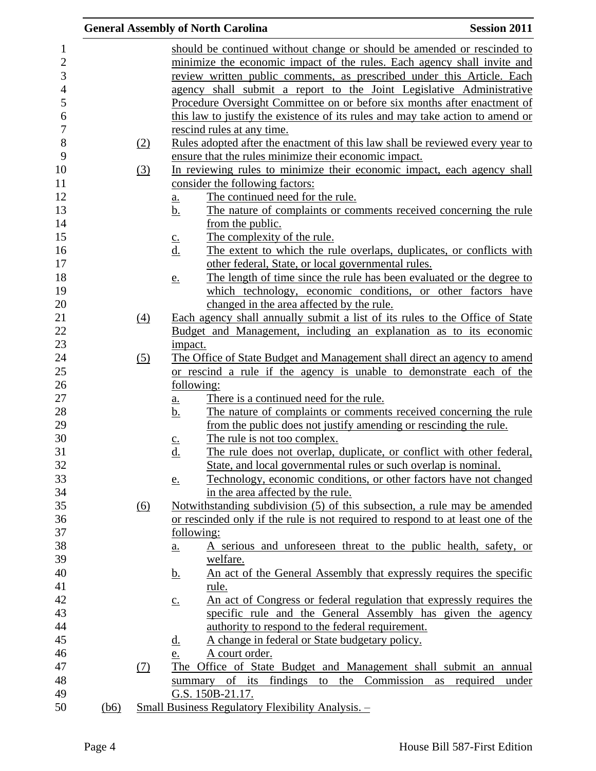should be continued without change or should be amended or rescinded to minimize the economic impact of the rules. Each agency shall invite and review written public comments, as prescribed under this Article. Each agency shall submit a report to the Joint Legislative Administrative Procedure Oversight Committee on or before six months after enactment of this law to justify the existence of its rules and may take action to amend or rescind rules at any time.

(2) Rules adopted after the enactment of this law shall be reviewed every year to ensure that the rules minimize their economic impact.

(3) In reviewing rules to minimize their economic impact, each agency shall consider the following factors:

a. The continued need for the rule.
b. The nature of complaints or comments received concerning the rule from the public.
c. The complexity of the rule.
d. The extent to which the rule overlaps, duplicates, or conflicts with other federal, State, or local governmental rules.
e. The length of time since the rule has been evaluated or the degree to which technology, economic conditions, or other factors have changed in the area affected by the rule.

(4) Each agency shall annually submit a list of its rules to the Office of State Budget and Management, including an explanation as to its economic impact.

(5) The Office of State Budget and Management shall direct an agency to amend or rescind a rule if the agency is unable to demonstrate each of the following:

a. There is a continued need for the rule.
b. The nature of complaints or comments received concerning the rule from the public does not justify amending or rescinding the rule.
c. The rule is not too complex.
d. The rule does not overlap, duplicate, or conflict with other federal, State, and local governmental rules or such overlap is nominal.
e. Technology, economic conditions, or other factors have not changed in the area affected by the rule.

(6) Notwithstanding subdivision (5) of this subsection, a rule may be amended or rescinded only if the rule is not required to respond to at least one of the following:

a. A serious and unforeseen threat to the public health, safety, or welfare.
b. An act of the General Assembly that expressly requires the specific rule.
c. An act of Congress or federal regulation that expressly requires the specific rule and the General Assembly has given the agency authority to respond to the federal requirement.
d. A change in federal or State budgetary policy.
e. A court order.

(7) The Office of State Budget and Management shall submit an annual summary of its findings to the Commission as required under G.S. 150B-21.17.

(b6) Small Business Regulatory Flexibility Analysis. –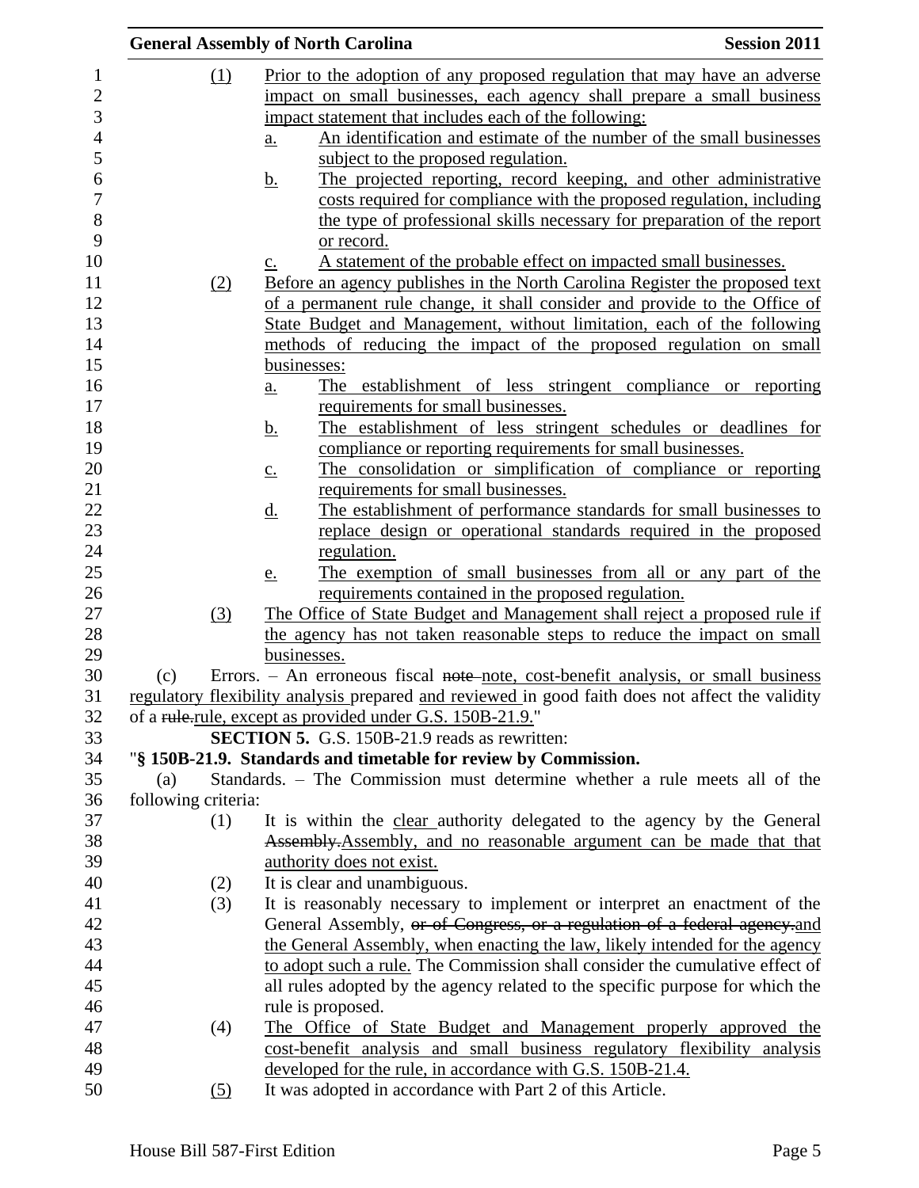(1) Prior to the adoption of any proposed regulation that may have an adverse impact on small businesses, each agency shall prepare a small business impact statement that includes each of the following:

a. An identification and estimate of the number of the small businesses subject to the proposed regulation.

b. The projected reporting, record keeping, and other administrative costs required for compliance with the proposed regulation, including the type of professional skills necessary for preparation of the report or record.

c. A statement of the probable effect on impacted small businesses.

(2) Before an agency publishes in the North Carolina Register the proposed text of a permanent rule change, it shall consider and provide to the Office of State Budget and Management, without limitation, each of the following methods of reducing the impact of the proposed regulation on small businesses:

a. The establishment of less stringent compliance or reporting requirements for small businesses.

b. The establishment of less stringent schedules or deadlines for compliance or reporting requirements for small businesses.

c. The consolidation or simplification of compliance or reporting requirements for small businesses.

d. The establishment of performance standards for small businesses to replace design or operational standards required in the proposed regulation.

e. The exemption of small businesses from all or any part of the requirements contained in the proposed regulation.

(3) The Office of State Budget and Management shall reject a proposed rule if the agency has not taken reasonable steps to reduce the impact on small businesses.

(c) Errors. – An erroneous fiscal ~~note~~ note, cost-benefit analysis, or small business regulatory flexibility analysis prepared and reviewed in good faith does not affect the validity of a ~~rule.~~rule, except as provided under G.S. 150B-21.9."

**SECTION 5.** G.S. 150B-21.9 reads as rewritten:

"**§ 150B-21.9. Standards and timetable for review by Commission.**

(a) Standards. – The Commission must determine whether a rule meets all of the following criteria:

(1) It is within the clear authority delegated to the agency by the General ~~Assembly.~~Assembly, and no reasonable argument can be made that that authority does not exist.

(2) It is clear and unambiguous.

(3) It is reasonably necessary to implement or interpret an enactment of the General Assembly, ~~or of Congress, or a regulation of a federal agency.~~and the General Assembly, when enacting the law, likely intended for the agency to adopt such a rule. The Commission shall consider the cumulative effect of all rules adopted by the agency related to the specific purpose for which the rule is proposed.

(4) The Office of State Budget and Management properly approved the cost-benefit analysis and small business regulatory flexibility analysis developed for the rule, in accordance with G.S. 150B-21.4.

(5) It was adopted in accordance with Part 2 of this Article.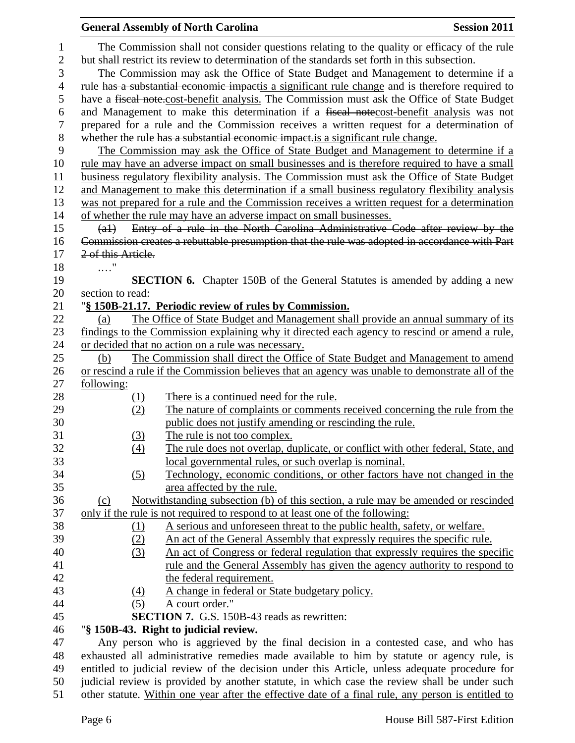The Commission shall not consider questions relating to the quality or efficacy of the rule but shall restrict its review to determination of the standards set forth in this subsection.

The Commission may ask the Office of State Budget and Management to determine if a rule ~~has a substantial economic impact~~is a significant rule change and is therefore required to have a ~~fiscal note.~~cost-benefit analysis. The Commission must ask the Office of State Budget and Management to make this determination if a ~~fiscal note~~cost-benefit analysis was not prepared for a rule and the Commission receives a written request for a determination of whether the rule ~~has a substantial economic impact.~~is a significant rule change.

The Commission may ask the Office of State Budget and Management to determine if a rule may have an adverse impact on small businesses and is therefore required to have a small business regulatory flexibility analysis. The Commission must ask the Office of State Budget and Management to make this determination if a small business regulatory flexibility analysis was not prepared for a rule and the Commission receives a written request for a determination of whether the rule may have an adverse impact on small businesses.

~~(a1) Entry of a rule in the North Carolina Administrative Code after review by the Commission creates a rebuttable presumption that the rule was adopted in accordance with Part 2 of this Article.~~

…."

**SECTION 6.** Chapter 150B of the General Statutes is amended by adding a new section to read:

"**§ 150B-21.17. Periodic review of rules by Commission.**

(a) The Office of State Budget and Management shall provide an annual summary of its findings to the Commission explaining why it directed each agency to rescind or amend a rule, or decided that no action on a rule was necessary.

(b) The Commission shall direct the Office of State Budget and Management to amend or rescind a rule if the Commission believes that an agency was unable to demonstrate all of the following:

(1) There is a continued need for the rule.

(2) The nature of complaints or comments received concerning the rule from the public does not justify amending or rescinding the rule.

(3) The rule is not too complex.

(4) The rule does not overlap, duplicate, or conflict with other federal, State, and local governmental rules, or such overlap is nominal.

(5) Technology, economic conditions, or other factors have not changed in the area affected by the rule.

(c) Notwithstanding subsection (b) of this section, a rule may be amended or rescinded only if the rule is not required to respond to at least one of the following:

(1) A serious and unforeseen threat to the public health, safety, or welfare.

(2) An act of the General Assembly that expressly requires the specific rule.

(3) An act of Congress or federal regulation that expressly requires the specific rule and the General Assembly has given the agency authority to respond to the federal requirement.

(4) A change in federal or State budgetary policy.

(5) A court order."

**SECTION 7.** G.S. 150B-43 reads as rewritten:

"**§ 150B-43. Right to judicial review.**

Any person who is aggrieved by the final decision in a contested case, and who has exhausted all administrative remedies made available to him by statute or agency rule, is entitled to judicial review of the decision under this Article, unless adequate procedure for judicial review is provided by another statute, in which case the review shall be under such other statute. Within one year after the effective date of a final rule, any person is entitled to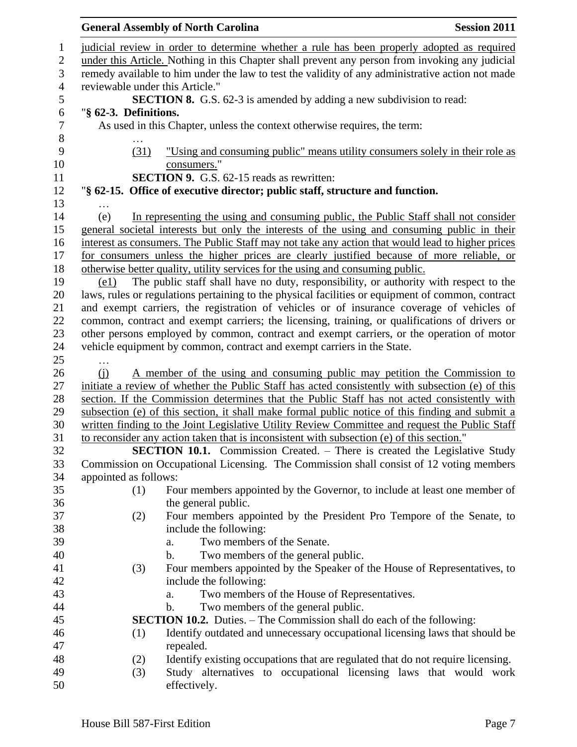judicial review in order to determine whether a rule has been properly adopted as required under this Article. Nothing in this Chapter shall prevent any person from invoking any judicial remedy available to him under the law to test the validity of any administrative action not made reviewable under this Article."

**SECTION 8.** G.S. 62-3 is amended by adding a new subdivision to read:

"**§ 62-3. Definitions.**

As used in this Chapter, unless the context otherwise requires, the term:

…

(31) "Using and consuming public" means utility consumers solely in their role as consumers."

**SECTION 9.** G.S. 62-15 reads as rewritten:

"**§ 62-15. Office of executive director; public staff, structure and function.**

…

(e) In representing the using and consuming public, the Public Staff shall not consider general societal interests but only the interests of the using and consuming public in their interest as consumers. The Public Staff may not take any action that would lead to higher prices for consumers unless the higher prices are clearly justified because of more reliable, or otherwise better quality, utility services for the using and consuming public.

(e1) The public staff shall have no duty, responsibility, or authority with respect to the laws, rules or regulations pertaining to the physical facilities or equipment of common, contract and exempt carriers, the registration of vehicles or of insurance coverage of vehicles of common, contract and exempt carriers; the licensing, training, or qualifications of drivers or other persons employed by common, contract and exempt carriers, or the operation of motor vehicle equipment by common, contract and exempt carriers in the State.

…

(j) A member of the using and consuming public may petition the Commission to initiate a review of whether the Public Staff has acted consistently with subsection (e) of this section. If the Commission determines that the Public Staff has not acted consistently with subsection (e) of this section, it shall make formal public notice of this finding and submit a written finding to the Joint Legislative Utility Review Committee and request the Public Staff to reconsider any action taken that is inconsistent with subsection (e) of this section."

**SECTION 10.1.** Commission Created. – There is created the Legislative Study Commission on Occupational Licensing. The Commission shall consist of 12 voting members appointed as follows:

(1) Four members appointed by the Governor, to include at least one member of the general public.

(2) Four members appointed by the President Pro Tempore of the Senate, to include the following:
   a. Two members of the Senate.
   b. Two members of the general public.

(3) Four members appointed by the Speaker of the House of Representatives, to include the following:
   a. Two members of the House of Representatives.
   b. Two members of the general public.

**SECTION 10.2.** Duties. – The Commission shall do each of the following:

(1) Identify outdated and unnecessary occupational licensing laws that should be repealed.

(2) Identify existing occupations that are regulated that do not require licensing.

(3) Study alternatives to occupational licensing laws that would work effectively.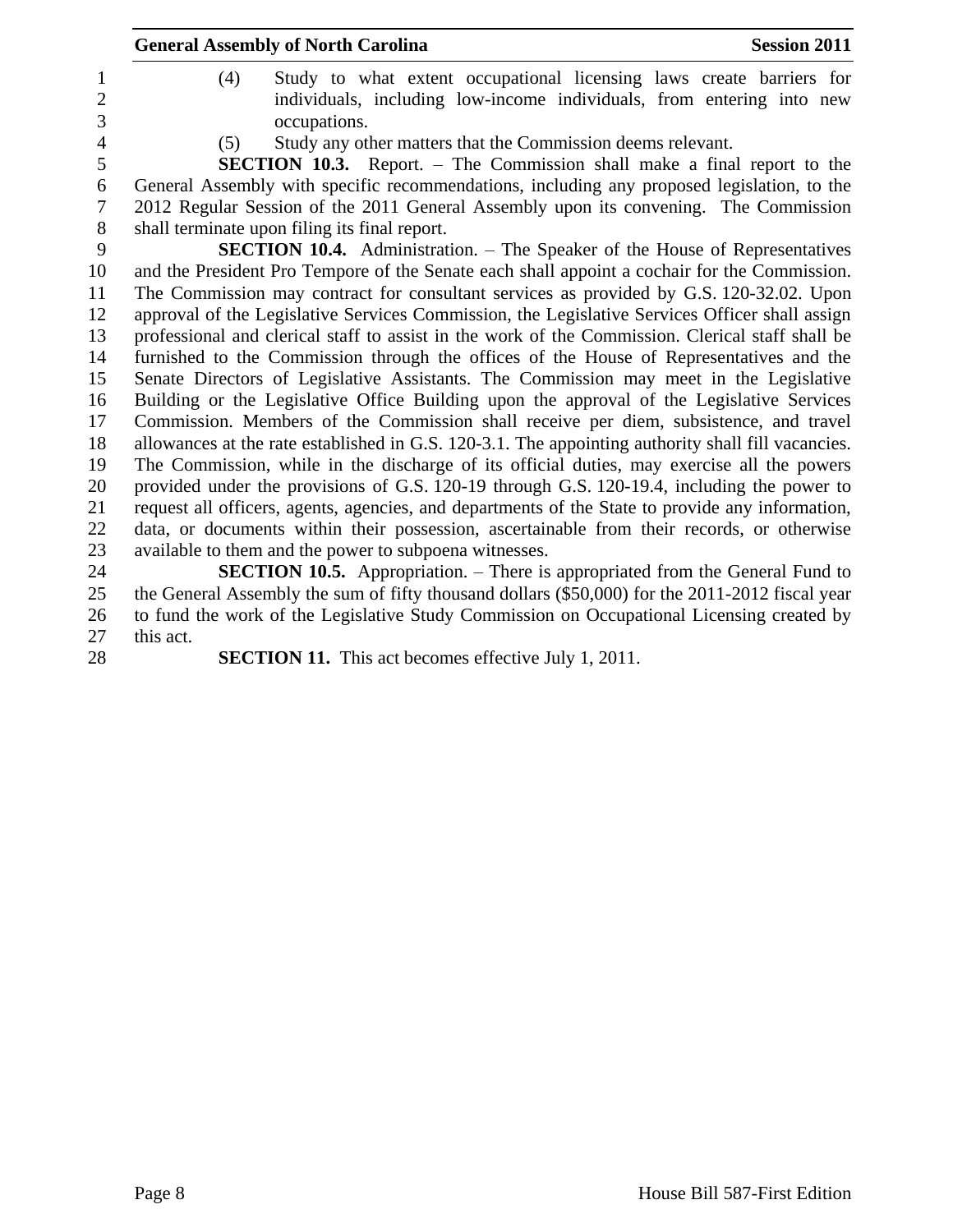(4) Study to what extent occupational licensing laws create barriers for individuals, including low-income individuals, from entering into new occupations.

(5) Study any other matters that the Commission deems relevant.

**SECTION 10.3.** Report. – The Commission shall make a final report to the General Assembly with specific recommendations, including any proposed legislation, to the 2012 Regular Session of the 2011 General Assembly upon its convening. The Commission shall terminate upon filing its final report.

**SECTION 10.4.** Administration. – The Speaker of the House of Representatives and the President Pro Tempore of the Senate each shall appoint a cochair for the Commission. The Commission may contract for consultant services as provided by G.S. 120-32.02. Upon approval of the Legislative Services Commission, the Legislative Services Officer shall assign professional and clerical staff to assist in the work of the Commission. Clerical staff shall be furnished to the Commission through the offices of the House of Representatives and the Senate Directors of Legislative Assistants. The Commission may meet in the Legislative Building or the Legislative Office Building upon the approval of the Legislative Services Commission. Members of the Commission shall receive per diem, subsistence, and travel allowances at the rate established in G.S. 120-3.1. The appointing authority shall fill vacancies. The Commission, while in the discharge of its official duties, may exercise all the powers provided under the provisions of G.S. 120-19 through G.S. 120-19.4, including the power to request all officers, agents, agencies, and departments of the State to provide any information, data, or documents within their possession, ascertainable from their records, or otherwise available to them and the power to subpoena witnesses.

**SECTION 10.5.** Appropriation. – There is appropriated from the General Fund to the General Assembly the sum of fifty thousand dollars ($50,000) for the 2011-2012 fiscal year to fund the work of the Legislative Study Commission on Occupational Licensing created by this act.

**SECTION 11.** This act becomes effective July 1, 2011.